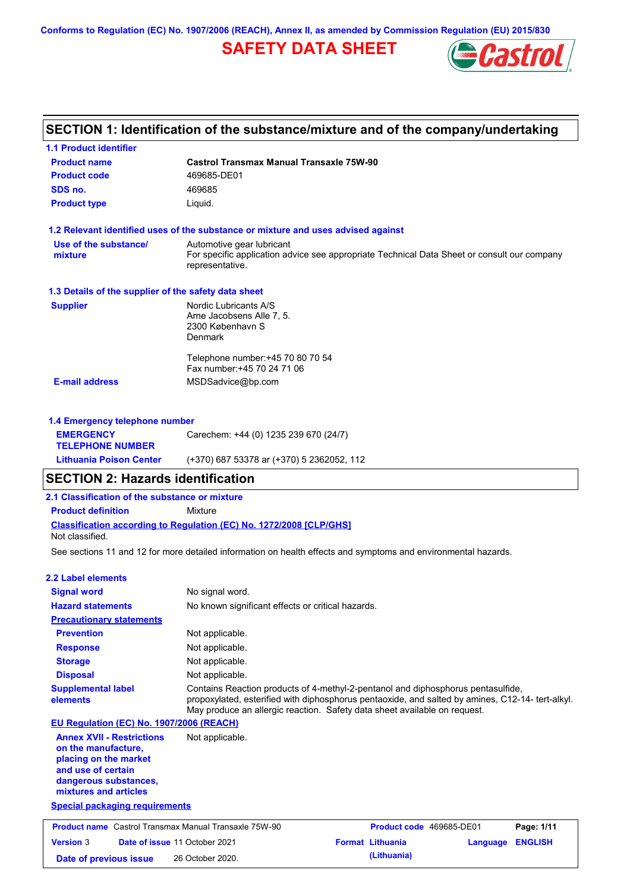Conforms to Regulation (EC) No. 1907/2006 (REACH), Annex II, as amended by Commission Regulation (EU) 2015/830

# SAFETY DATA SHEET

## SECTION 1: Identification of the substance/mixture and of the company/undertaking

### 1.1 Product identifier

| | |
|---|---|
| **Product name** | **Castrol Transmax Manual Transaxle 75W-90** |
| **Product code** | 469685-DE01 |
| **SDS no.** | 469685 |
| **Product type** | Liquid. |

### 1.2 Relevant identified uses of the substance or mixture and uses advised against

**Use of the substance/ mixture**: Automotive gear lubricant
For specific application advice see appropriate Technical Data Sheet or consult our company representative.

### 1.3 Details of the supplier of the safety data sheet

**Supplier**
Nordic Lubricants A/S
Arne Jacobsens Alle 7, 5.
2300 København S
Denmark

Telephone number:+45 70 80 70 54
Fax number:+45 70 24 71 06

**E-mail address**: MSDSadvice@bp.com

### 1.4 Emergency telephone number

**EMERGENCY TELEPHONE NUMBER**: Carechem: +44 (0) 1235 239 670 (24/7)

**Lithuania Poison Center**: (+370) 687 53378 ar (+370) 5 2362052, 112

## SECTION 2: Hazards identification

### 2.1 Classification of the substance or mixture

**Product definition**: Mixture

**Classification according to Regulation (EC) No. 1272/2008 [CLP/GHS]**
Not classified.

See sections 11 and 12 for more detailed information on health effects and symptoms and environmental hazards.

### 2.2 Label elements

| | |
|---|---|
| **Signal word** | No signal word. |
| **Hazard statements** | No known significant effects or critical hazards. |

**Precautionary statements**

| | |
|---|---|
| **Prevention** | Not applicable. |
| **Response** | Not applicable. |
| **Storage** | Not applicable. |
| **Disposal** | Not applicable. |

**Supplemental label elements**: Contains Reaction products of 4-methyl-2-pentanol and diphosphorus pentasulfide, propoxylated, esterified with diphosphorus pentaoxide, and salted by amines, C12-14- tert-alkyl. May produce an allergic reaction. Safety data sheet available on request.

**EU Regulation (EC) No. 1907/2006 (REACH)**

**Annex XVII - Restrictions on the manufacture, placing on the market and use of certain dangerous substances, mixtures and articles**: Not applicable.

**Special packaging requirements**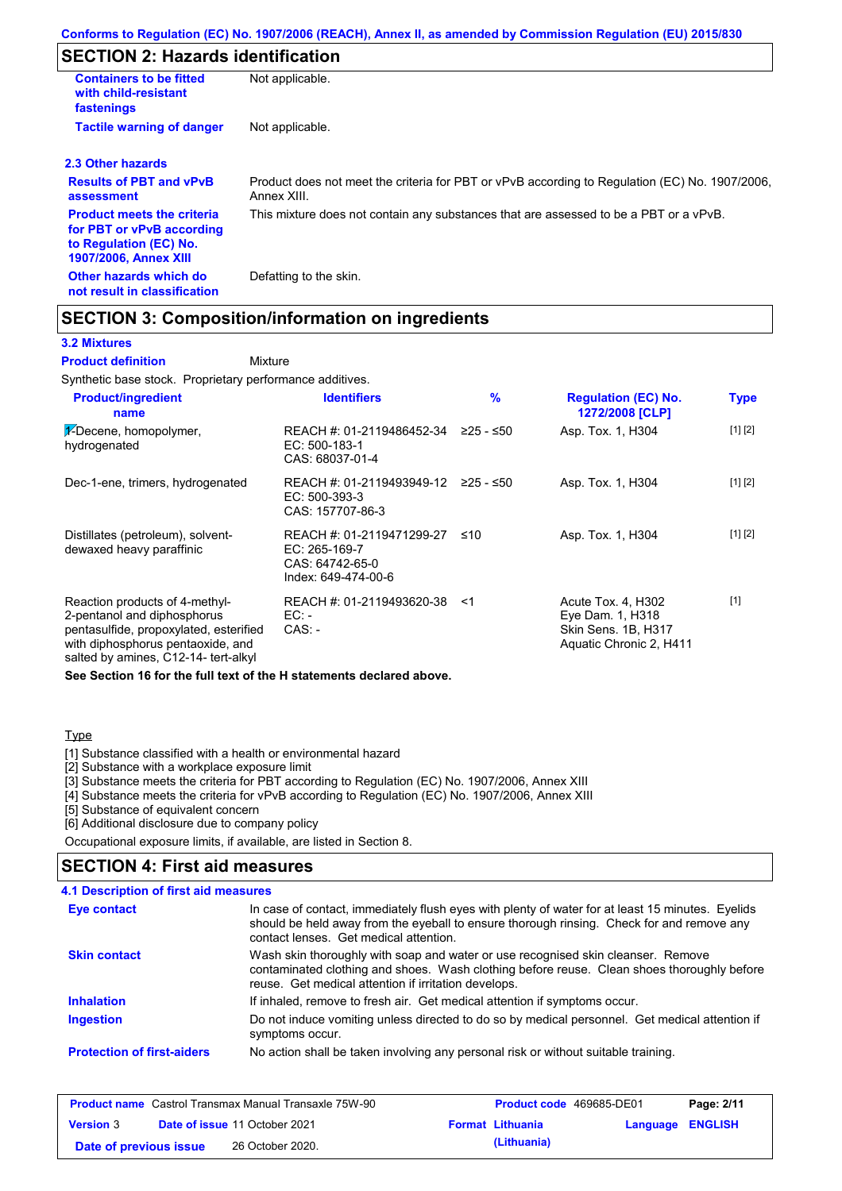Conforms to Regulation (EC) No. 1907/2006 (REACH), Annex II, as amended by Commission Regulation (EU) 2015/830

## SECTION 2: Hazards identification

**Containers to be fitted with child-resistant fastenings**: Not applicable.

**Tactile warning of danger**: Not applicable.

### 2.3 Other hazards

**Results of PBT and vPvB assessment**: Product does not meet the criteria for PBT or vPvB according to Regulation (EC) No. 1907/2006, Annex XIII.

**Product meets the criteria for PBT or vPvB according to Regulation (EC) No. 1907/2006, Annex XIII**: This mixture does not contain any substances that are assessed to be a PBT or a vPvB.

**Other hazards which do not result in classification**: Defatting to the skin.

## SECTION 3: Composition/information on ingredients

### 3.2 Mixtures

**Product definition**: Mixture

Synthetic base stock. Proprietary performance additives.

| Product/ingredient name | Identifiers | % | Regulation (EC) No. 1272/2008 [CLP] | Type |
|---|---|---|---|---|
| 1-Decene, homopolymer, hydrogenated | REACH #: 01-2119486452-34<br>EC: 500-183-1<br>CAS: 68037-01-4 | ≥25 - ≤50 | Asp. Tox. 1, H304 | [1] [2] |
| Dec-1-ene, trimers, hydrogenated | REACH #: 01-2119493949-12<br>EC: 500-393-3<br>CAS: 157707-86-3 | ≥25 - ≤50 | Asp. Tox. 1, H304 | [1] [2] |
| Distillates (petroleum), solvent-dewaxed heavy paraffinic | REACH #: 01-2119471299-27<br>EC: 265-169-7<br>CAS: 64742-65-0<br>Index: 649-474-00-6 | ≤10 | Asp. Tox. 1, H304 | [1] [2] |
| Reaction products of 4-methyl-2-pentanol and diphosphorus pentasulfide, propoxylated, esterified with diphosphorus pentaoxide, and salted by amines, C12-14- tert-alkyl | REACH #: 01-2119493620-38<br>EC: -<br>CAS: - | <1 | Acute Tox. 4, H302<br>Eye Dam. 1, H318<br>Skin Sens. 1B, H317<br>Aquatic Chronic 2, H411 | [1] |

**See Section 16 for the full text of the H statements declared above.**

Type

[1] Substance classified with a health or environmental hazard
[2] Substance with a workplace exposure limit
[3] Substance meets the criteria for PBT according to Regulation (EC) No. 1907/2006, Annex XIII
[4] Substance meets the criteria for vPvB according to Regulation (EC) No. 1907/2006, Annex XIII
[5] Substance of equivalent concern
[6] Additional disclosure due to company policy

Occupational exposure limits, if available, are listed in Section 8.

## SECTION 4: First aid measures

### 4.1 Description of first aid measures

**Eye contact**: In case of contact, immediately flush eyes with plenty of water for at least 15 minutes. Eyelids should be held away from the eyeball to ensure thorough rinsing. Check for and remove any contact lenses. Get medical attention.

**Skin contact**: Wash skin thoroughly with soap and water or use recognised skin cleanser. Remove contaminated clothing and shoes. Wash clothing before reuse. Clean shoes thoroughly before reuse. Get medical attention if irritation develops.

**Inhalation**: If inhaled, remove to fresh air. Get medical attention if symptoms occur.

**Ingestion**: Do not induce vomiting unless directed to do so by medical personnel. Get medical attention if symptoms occur.

**Protection of first-aiders**: No action shall be taken involving any personal risk or without suitable training.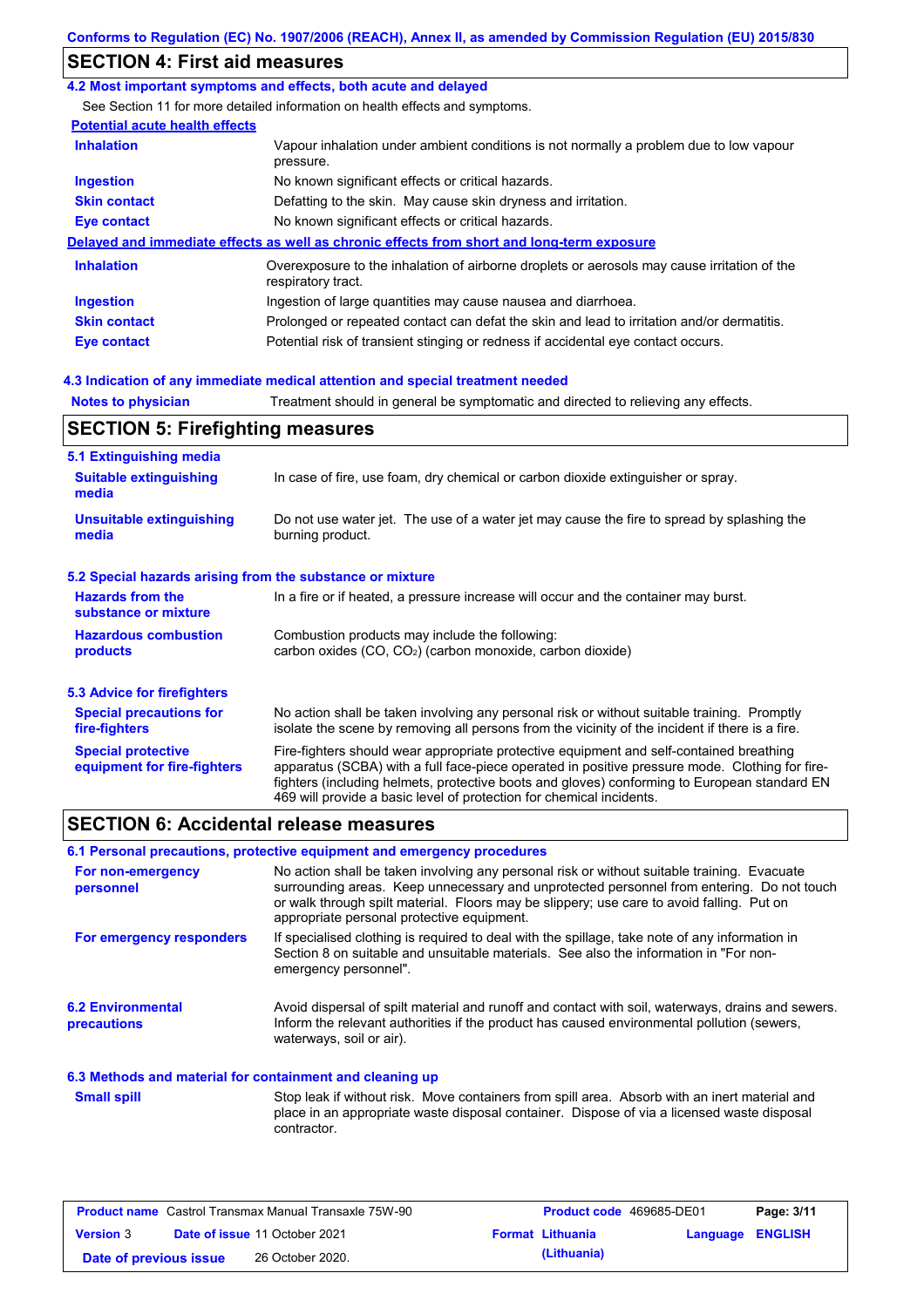## SECTION 4: First aid measures

### 4.2 Most important symptoms and effects, both acute and delayed

See Section 11 for more detailed information on health effects and symptoms.

**Potential acute health effects**

| | |
|---|---|
| **Inhalation** | Vapour inhalation under ambient conditions is not normally a problem due to low vapour pressure. |
| **Ingestion** | No known significant effects or critical hazards. |
| **Skin contact** | Defatting to the skin. May cause skin dryness and irritation. |
| **Eye contact** | No known significant effects or critical hazards. |

**Delayed and immediate effects as well as chronic effects from short and long-term exposure**

| | |
|---|---|
| **Inhalation** | Overexposure to the inhalation of airborne droplets or aerosols may cause irritation of the respiratory tract. |
| **Ingestion** | Ingestion of large quantities may cause nausea and diarrhoea. |
| **Skin contact** | Prolonged or repeated contact can defat the skin and lead to irritation and/or dermatitis. |
| **Eye contact** | Potential risk of transient stinging or redness if accidental eye contact occurs. |

### 4.3 Indication of any immediate medical attention and special treatment needed

| | |
|---|---|
| **Notes to physician** | Treatment should in general be symptomatic and directed to relieving any effects. |

## SECTION 5: Firefighting measures

### 5.1 Extinguishing media

| | |
|---|---|
| **Suitable extinguishing media** | In case of fire, use foam, dry chemical or carbon dioxide extinguisher or spray. |
| **Unsuitable extinguishing media** | Do not use water jet. The use of a water jet may cause the fire to spread by splashing the burning product. |

### 5.2 Special hazards arising from the substance or mixture

| | |
|---|---|
| **Hazards from the substance or mixture** | In a fire or if heated, a pressure increase will occur and the container may burst. |
| **Hazardous combustion products** | Combustion products may include the following: carbon oxides (CO, $CO_2$) (carbon monoxide, carbon dioxide) |

### 5.3 Advice for firefighters

| | |
|---|---|
| **Special precautions for fire-fighters** | No action shall be taken involving any personal risk or without suitable training. Promptly isolate the scene by removing all persons from the vicinity of the incident if there is a fire. |
| **Special protective equipment for fire-fighters** | Fire-fighters should wear appropriate protective equipment and self-contained breathing apparatus (SCBA) with a full face-piece operated in positive pressure mode. Clothing for fire-fighters (including helmets, protective boots and gloves) conforming to European standard EN 469 will provide a basic level of protection for chemical incidents. |

## SECTION 6: Accidental release measures

### 6.1 Personal precautions, protective equipment and emergency procedures

| | |
|---|---|
| **For non-emergency personnel** | No action shall be taken involving any personal risk or without suitable training. Evacuate surrounding areas. Keep unnecessary and unprotected personnel from entering. Do not touch or walk through spilt material. Floors may be slippery; use care to avoid falling. Put on appropriate personal protective equipment. |
| **For emergency responders** | If specialised clothing is required to deal with the spillage, take note of any information in Section 8 on suitable and unsuitable materials. See also the information in "For non-emergency personnel". |

| | |
|---|---|
| **6.2 Environmental precautions** | Avoid dispersal of spilt material and runoff and contact with soil, waterways, drains and sewers. Inform the relevant authorities if the product has caused environmental pollution (sewers, waterways, soil or air). |

### 6.3 Methods and material for containment and cleaning up

| | |
|---|---|
| **Small spill** | Stop leak if without risk. Move containers from spill area. Absorb with an inert material and place in an appropriate waste disposal container. Dispose of via a licensed waste disposal contractor. |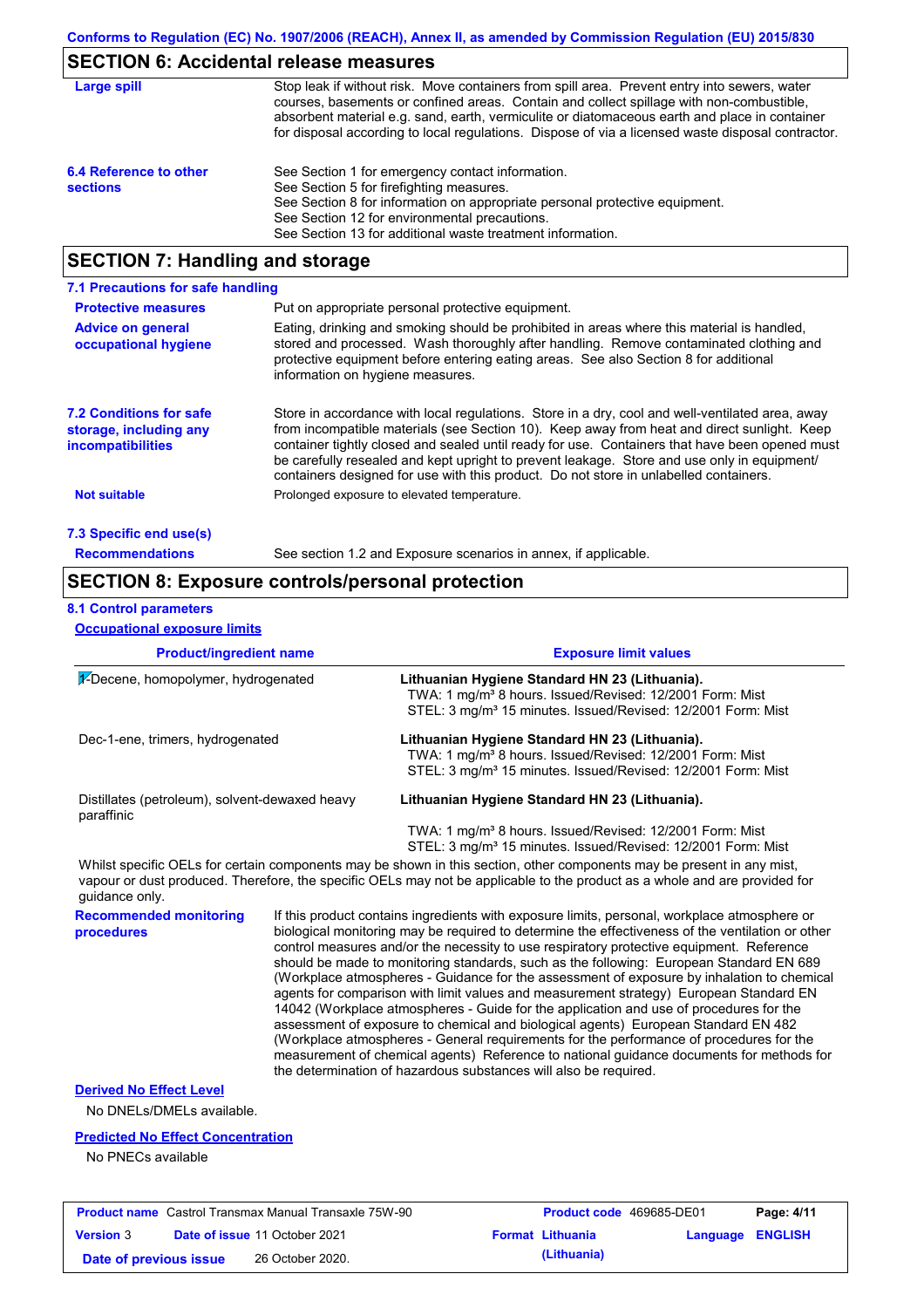## SECTION 6: Accidental release measures

**Large spill**

Stop leak if without risk. Move containers from spill area. Prevent entry into sewers, water courses, basements or confined areas. Contain and collect spillage with non-combustible, absorbent material e.g. sand, earth, vermiculite or diatomaceous earth and place in container for disposal according to local regulations. Dispose of via a licensed waste disposal contractor.

**6.4 Reference to other sections**

See Section 1 for emergency contact information.
See Section 5 for firefighting measures.
See Section 8 for information on appropriate personal protective equipment.
See Section 12 for environmental precautions.
See Section 13 for additional waste treatment information.

## SECTION 7: Handling and storage

### 7.1 Precautions for safe handling

**Protective measures**

Put on appropriate personal protective equipment.

**Advice on general occupational hygiene**

Eating, drinking and smoking should be prohibited in areas where this material is handled, stored and processed. Wash thoroughly after handling. Remove contaminated clothing and protective equipment before entering eating areas. See also Section 8 for additional information on hygiene measures.

**7.2 Conditions for safe storage, including any incompatibilities**

Store in accordance with local regulations. Store in a dry, cool and well-ventilated area, away from incompatible materials (see Section 10). Keep away from heat and direct sunlight. Keep container tightly closed and sealed until ready for use. Containers that have been opened must be carefully resealed and kept upright to prevent leakage. Store and use only in equipment/ containers designed for use with this product. Do not store in unlabelled containers.

**Not suitable**

Prolonged exposure to elevated temperature.

### 7.3 Specific end use(s)

**Recommendations**

See section 1.2 and Exposure scenarios in annex, if applicable.

## SECTION 8: Exposure controls/personal protection

### 8.1 Control parameters

**Occupational exposure limits**

| Product/ingredient name | Exposure limit values |
|---|---|
| 1-Decene, homopolymer, hydrogenated | **Lithuanian Hygiene Standard HN 23 (Lithuania).**<br>TWA: 1 mg/m³ 8 hours. Issued/Revised: 12/2001 Form: Mist<br>STEL: 3 mg/m³ 15 minutes. Issued/Revised: 12/2001 Form: Mist |
| Dec-1-ene, trimers, hydrogenated | **Lithuanian Hygiene Standard HN 23 (Lithuania).**<br>TWA: 1 mg/m³ 8 hours. Issued/Revised: 12/2001 Form: Mist<br>STEL: 3 mg/m³ 15 minutes. Issued/Revised: 12/2001 Form: Mist |
| Distillates (petroleum), solvent-dewaxed heavy paraffinic | **Lithuanian Hygiene Standard HN 23 (Lithuania).**<br>TWA: 1 mg/m³ 8 hours. Issued/Revised: 12/2001 Form: Mist<br>STEL: 3 mg/m³ 15 minutes. Issued/Revised: 12/2001 Form: Mist |

Whilst specific OELs for certain components may be shown in this section, other components may be present in any mist, vapour or dust produced. Therefore, the specific OELs may not be applicable to the product as a whole and are provided for guidance only.

**Recommended monitoring procedures**

If this product contains ingredients with exposure limits, personal, workplace atmosphere or biological monitoring may be required to determine the effectiveness of the ventilation or other control measures and/or the necessity to use respiratory protective equipment. Reference should be made to monitoring standards, such as the following: European Standard EN 689 (Workplace atmospheres - Guidance for the assessment of exposure by inhalation to chemical agents for comparison with limit values and measurement strategy) European Standard EN 14042 (Workplace atmospheres - Guide for the application and use of procedures for the assessment of exposure to chemical and biological agents) European Standard EN 482 (Workplace atmospheres - General requirements for the performance of procedures for the measurement of chemical agents) Reference to national guidance documents for methods for the determination of hazardous substances will also be required.

**Derived No Effect Level**

No DNELs/DMELs available.

**Predicted No Effect Concentration**

No PNECs available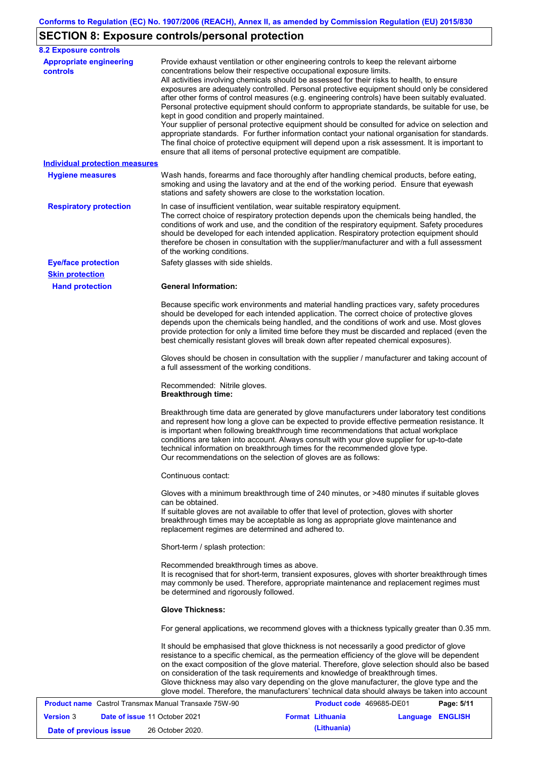## SECTION 8: Exposure controls/personal protection

### 8.2 Exposure controls

**Appropriate engineering controls**

Provide exhaust ventilation or other engineering controls to keep the relevant airborne concentrations below their respective occupational exposure limits.
All activities involving chemicals should be assessed for their risks to health, to ensure exposures are adequately controlled. Personal protective equipment should only be considered after other forms of control measures (e.g. engineering controls) have been suitably evaluated. Personal protective equipment should conform to appropriate standards, be suitable for use, be kept in good condition and properly maintained.
Your supplier of personal protective equipment should be consulted for advice on selection and appropriate standards. For further information contact your national organisation for standards. The final choice of protective equipment will depend upon a risk assessment. It is important to ensure that all items of personal protective equipment are compatible.

**Individual protection measures**

**Hygiene measures**

Wash hands, forearms and face thoroughly after handling chemical products, before eating, smoking and using the lavatory and at the end of the working period. Ensure that eyewash stations and safety showers are close to the workstation location.

**Respiratory protection**

In case of insufficient ventilation, wear suitable respiratory equipment.
The correct choice of respiratory protection depends upon the chemicals being handled, the conditions of work and use, and the condition of the respiratory equipment. Safety procedures should be developed for each intended application. Respiratory protection equipment should therefore be chosen in consultation with the supplier/manufacturer and with a full assessment of the working conditions.

**Eye/face protection**

Safety glasses with side shields.

**Skin protection**

**Hand protection**

**General Information:**

Because specific work environments and material handling practices vary, safety procedures should be developed for each intended application. The correct choice of protective gloves depends upon the chemicals being handled, and the conditions of work and use. Most gloves provide protection for only a limited time before they must be discarded and replaced (even the best chemically resistant gloves will break down after repeated chemical exposures).

Gloves should be chosen in consultation with the supplier / manufacturer and taking account of a full assessment of the working conditions.

Recommended: Nitrile gloves.
**Breakthrough time:**

Breakthrough time data are generated by glove manufacturers under laboratory test conditions and represent how long a glove can be expected to provide effective permeation resistance. It is important when following breakthrough time recommendations that actual workplace conditions are taken into account. Always consult with your glove supplier for up-to-date technical information on breakthrough times for the recommended glove type.
Our recommendations on the selection of gloves are as follows:

Continuous contact:

Gloves with a minimum breakthrough time of 240 minutes, or >480 minutes if suitable gloves can be obtained.
If suitable gloves are not available to offer that level of protection, gloves with shorter breakthrough times may be acceptable as long as appropriate glove maintenance and replacement regimes are determined and adhered to.

Short-term / splash protection:

Recommended breakthrough times as above.
It is recognised that for short-term, transient exposures, gloves with shorter breakthrough times may commonly be used. Therefore, appropriate maintenance and replacement regimes must be determined and rigorously followed.

**Glove Thickness:**

For general applications, we recommend gloves with a thickness typically greater than 0.35 mm.

It should be emphasised that glove thickness is not necessarily a good predictor of glove resistance to a specific chemical, as the permeation efficiency of the glove will be dependent on the exact composition of the glove material. Therefore, glove selection should also be based on consideration of the task requirements and knowledge of breakthrough times.
Glove thickness may also vary depending on the glove manufacturer, the glove type and the glove model. Therefore, the manufacturers' technical data should always be taken into account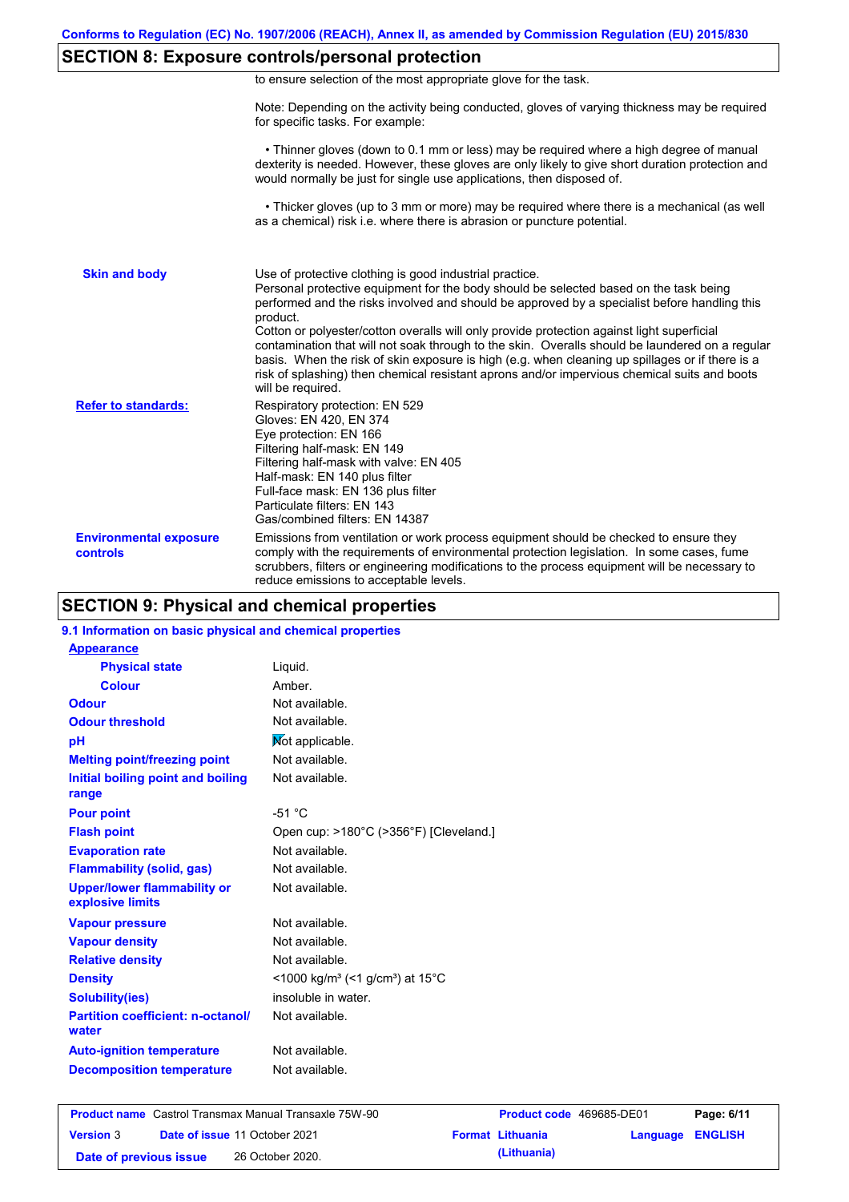## SECTION 8: Exposure controls/personal protection

to ensure selection of the most appropriate glove for the task.

Note: Depending on the activity being conducted, gloves of varying thickness may be required for specific tasks. For example:

• Thinner gloves (down to 0.1 mm or less) may be required where a high degree of manual dexterity is needed. However, these gloves are only likely to give short duration protection and would normally be just for single use applications, then disposed of.

• Thicker gloves (up to 3 mm or more) may be required where there is a mechanical (as well as a chemical) risk i.e. where there is abrasion or puncture potential.

**Skin and body**

Use of protective clothing is good industrial practice.
Personal protective equipment for the body should be selected based on the task being performed and the risks involved and should be approved by a specialist before handling this product.
Cotton or polyester/cotton overalls will only provide protection against light superficial contamination that will not soak through to the skin. Overalls should be laundered on a regular basis. When the risk of skin exposure is high (e.g. when cleaning up spillages or if there is a risk of splashing) then chemical resistant aprons and/or impervious chemical suits and boots will be required.

**Refer to standards:**

Respiratory protection: EN 529
Gloves: EN 420, EN 374
Eye protection: EN 166
Filtering half-mask: EN 149
Filtering half-mask with valve: EN 405
Half-mask: EN 140 plus filter
Full-face mask: EN 136 plus filter
Particulate filters: EN 143
Gas/combined filters: EN 14387

**Environmental exposure controls**

Emissions from ventilation or work process equipment should be checked to ensure they comply with the requirements of environmental protection legislation. In some cases, fume scrubbers, filters or engineering modifications to the process equipment will be necessary to reduce emissions to acceptable levels.

## SECTION 9: Physical and chemical properties

### 9.1 Information on basic physical and chemical properties

**Appearance**

| Property | Value |
|---|---|
| Physical state | Liquid. |
| Colour | Amber. |
| Odour | Not available. |
| Odour threshold | Not available. |
| pH | Not applicable. |
| Melting point/freezing point | Not available. |
| Initial boiling point and boiling range | Not available. |
| Pour point | -51 °C |
| Flash point | Open cup: >180°C (>356°F) [Cleveland.] |
| Evaporation rate | Not available. |
| Flammability (solid, gas) | Not available. |
| Upper/lower flammability or explosive limits | Not available. |
| Vapour pressure | Not available. |
| Vapour density | Not available. |
| Relative density | Not available. |
| Density | <1000 kg/m³ (<1 g/cm³) at 15°C |
| Solubility(ies) | insoluble in water. |
| Partition coefficient: n-octanol/water | Not available. |
| Auto-ignition temperature | Not available. |
| Decomposition temperature | Not available. |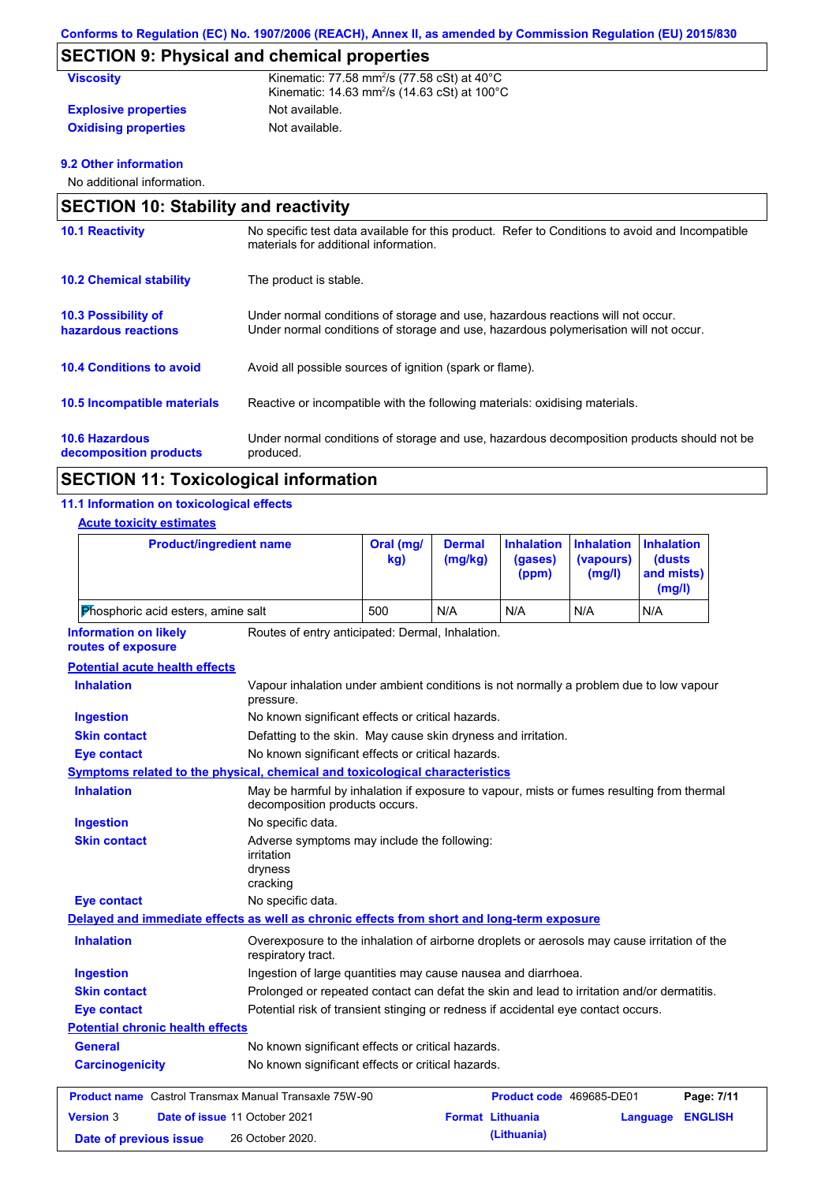Conforms to Regulation (EC) No. 1907/2006 (REACH), Annex II, as amended by Commission Regulation (EU) 2015/830

## SECTION 9: Physical and chemical properties

| | |
|---|---|
| **Viscosity** | Kinematic: 77.58 mm²/s (77.58 cSt) at 40°C<br>Kinematic: 14.63 mm²/s (14.63 cSt) at 100°C |
| **Explosive properties** | Not available. |
| **Oxidising properties** | Not available. |

**9.2 Other information**

No additional information.

## SECTION 10: Stability and reactivity

| | |
|---|---|
| **10.1 Reactivity** | No specific test data available for this product. Refer to Conditions to avoid and Incompatible materials for additional information. |
| **10.2 Chemical stability** | The product is stable. |
| **10.3 Possibility of hazardous reactions** | Under normal conditions of storage and use, hazardous reactions will not occur.<br>Under normal conditions of storage and use, hazardous polymerisation will not occur. |
| **10.4 Conditions to avoid** | Avoid all possible sources of ignition (spark or flame). |
| **10.5 Incompatible materials** | Reactive or incompatible with the following materials: oxidising materials. |
| **10.6 Hazardous decomposition products** | Under normal conditions of storage and use, hazardous decomposition products should not be produced. |

## SECTION 11: Toxicological information

**11.1 Information on toxicological effects**

**Acute toxicity estimates**

| Product/ingredient name | Oral (mg/kg) | Dermal (mg/kg) | Inhalation (gases) (ppm) | Inhalation (vapours) (mg/l) | Inhalation (dusts and mists) (mg/l) |
|---|---|---|---|---|---|
| Phosphoric acid esters, amine salt | 500 | N/A | N/A | N/A | N/A |

**Information on likely routes of exposure**: Routes of entry anticipated: Dermal, Inhalation.

**Potential acute health effects**

| | |
|---|---|
| **Inhalation** | Vapour inhalation under ambient conditions is not normally a problem due to low vapour pressure. |
| **Ingestion** | No known significant effects or critical hazards. |
| **Skin contact** | Defatting to the skin. May cause skin dryness and irritation. |
| **Eye contact** | No known significant effects or critical hazards. |

**Symptoms related to the physical, chemical and toxicological characteristics**

| | |
|---|---|
| **Inhalation** | May be harmful by inhalation if exposure to vapour, mists or fumes resulting from thermal decomposition products occurs. |
| **Ingestion** | No specific data. |
| **Skin contact** | Adverse symptoms may include the following:<br>irritation<br>dryness<br>cracking |
| **Eye contact** | No specific data. |

**Delayed and immediate effects as well as chronic effects from short and long-term exposure**

| | |
|---|---|
| **Inhalation** | Overexposure to the inhalation of airborne droplets or aerosols may cause irritation of the respiratory tract. |
| **Ingestion** | Ingestion of large quantities may cause nausea and diarrhoea. |
| **Skin contact** | Prolonged or repeated contact can defat the skin and lead to irritation and/or dermatitis. |
| **Eye contact** | Potential risk of transient stinging or redness if accidental eye contact occurs. |

**Potential chronic health effects**

| | |
|---|---|
| **General** | No known significant effects or critical hazards. |
| **Carcinogenicity** | No known significant effects or critical hazards. |

**Product name** Castrol Transmax Manual Transaxle 75W-90 | **Product code** 469685-DE01 | **Version** 3 | **Date of issue** 11 October 2021 | **Format** Lithuania (Lithuania) | **Language** ENGLISH | **Date of previous issue** 26 October 2020.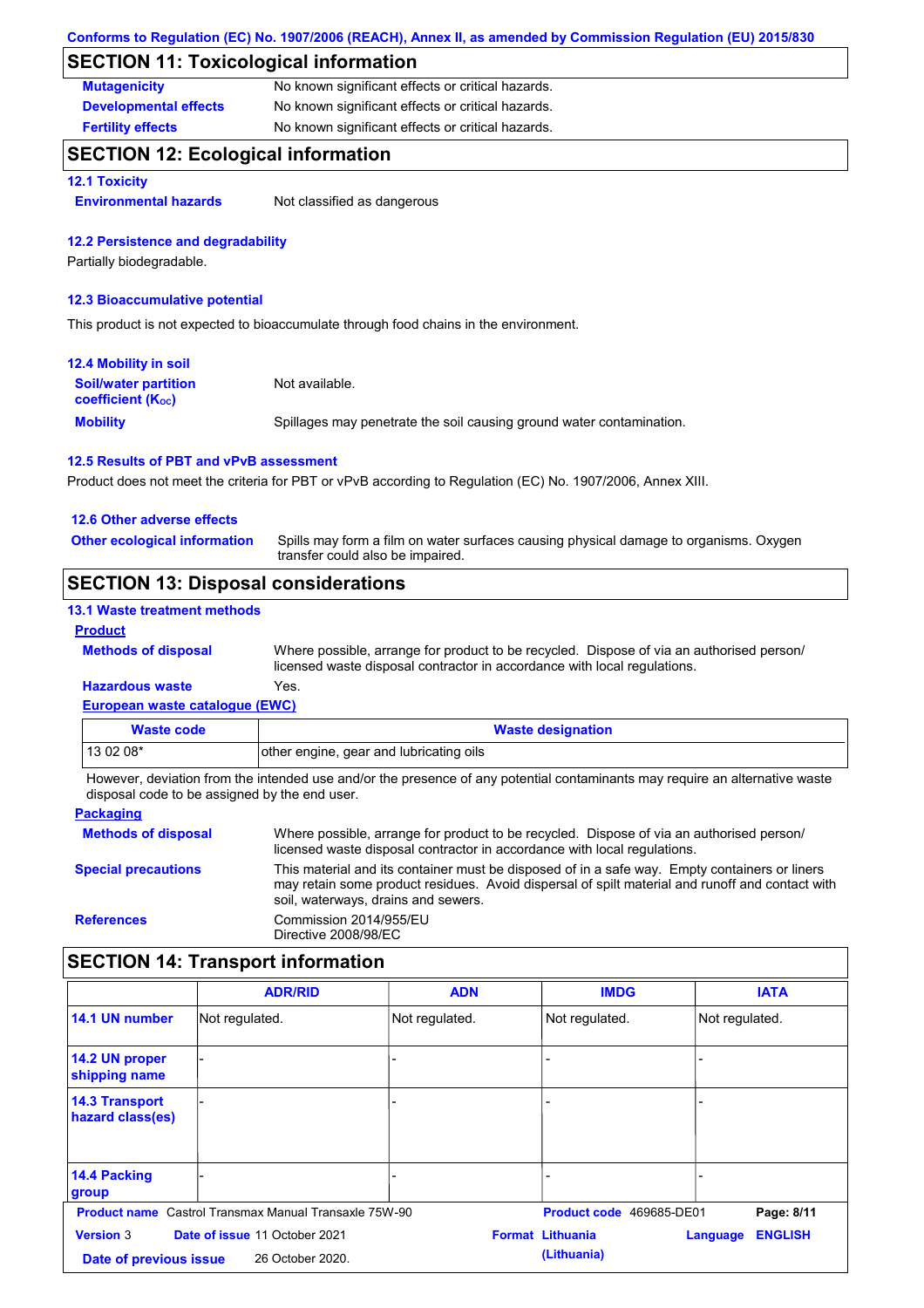## SECTION 11: Toxicological information

**Mutagenicity** No known significant effects or critical hazards.

**Developmental effects** No known significant effects or critical hazards.

**Fertility effects** No known significant effects or critical hazards.

## SECTION 12: Ecological information

### 12.1 Toxicity

**Environmental hazards** Not classified as dangerous

### 12.2 Persistence and degradability

Partially biodegradable.

### 12.3 Bioaccumulative potential

This product is not expected to bioaccumulate through food chains in the environment.

### 12.4 Mobility in soil

**Soil/water partition coefficient ($K_{OC}$)** Not available.

**Mobility** Spillages may penetrate the soil causing ground water contamination.

### 12.5 Results of PBT and vPvB assessment

Product does not meet the criteria for PBT or vPvB according to Regulation (EC) No. 1907/2006, Annex XIII.

### 12.6 Other adverse effects

**Other ecological information** Spills may form a film on water surfaces causing physical damage to organisms. Oxygen transfer could also be impaired.

## SECTION 13: Disposal considerations

### 13.1 Waste treatment methods

**Product**

**Methods of disposal** Where possible, arrange for product to be recycled. Dispose of via an authorised person/ licensed waste disposal contractor in accordance with local regulations.

**Hazardous waste** Yes.

**European waste catalogue (EWC)**

| Waste code | Waste designation |
|---|---|
| 13 02 08* | other engine, gear and lubricating oils |

However, deviation from the intended use and/or the presence of any potential contaminants may require an alternative waste disposal code to be assigned by the end user.

**Packaging**

**Methods of disposal** Where possible, arrange for product to be recycled. Dispose of via an authorised person/ licensed waste disposal contractor in accordance with local regulations.

**Special precautions** This material and its container must be disposed of in a safe way. Empty containers or liners may retain some product residues. Avoid dispersal of spilt material and runoff and contact with soil, waterways, drains and sewers.

**References** Commission 2014/955/EU
Directive 2008/98/EC

## SECTION 14: Transport information

| | ADR/RID | ADN | IMDG | IATA |
|---|---|---|---|---|
| 14.1 UN number | Not regulated. | Not regulated. | Not regulated. | Not regulated. |
| 14.2 UN proper shipping name | - | - | - | - |
| 14.3 Transport hazard class(es) | - | - | - | - |
| 14.4 Packing group | - | - | - | - |

**Product name** Castrol Transmax Manual Transaxle 75W-90 **Product code** 469685-DE01
**Version** 3 **Date of issue** 11 October 2021 **Format** Lithuania (Lithuania) **Language** ENGLISH
**Date of previous issue** 26 October 2020.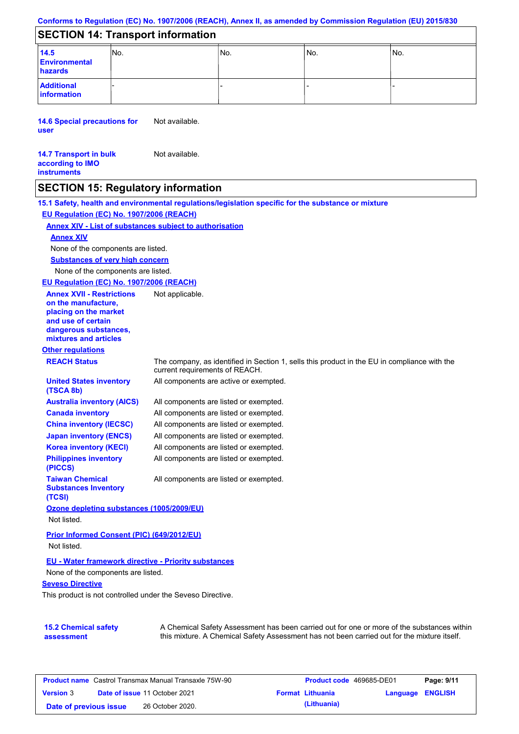Conforms to Regulation (EC) No. 1907/2006 (REACH), Annex II, as amended by Commission Regulation (EU) 2015/830

## SECTION 14: Transport information

| | | | | |
|---|---|---|---|---|
| **14.5 Environmental hazards** | No. | No. | No. | No. |
| **Additional information** | - | - | - | - |

**14.6 Special precautions for user** Not available.

**14.7 Transport in bulk according to IMO instruments** Not available.

## SECTION 15: Regulatory information

**15.1 Safety, health and environmental regulations/legislation specific for the substance or mixture**

**EU Regulation (EC) No. 1907/2006 (REACH)**

**Annex XIV - List of substances subject to authorisation**

**Annex XIV**

None of the components are listed.

**Substances of very high concern**

None of the components are listed.

**EU Regulation (EC) No. 1907/2006 (REACH)**

**Annex XVII - Restrictions on the manufacture, placing on the market and use of certain dangerous substances, mixtures and articles** Not applicable.

**Other regulations**

| | |
|---|---|
| **REACH Status** | The company, as identified in Section 1, sells this product in the EU in compliance with the current requirements of REACH. |
| **United States inventory (TSCA 8b)** | All components are active or exempted. |
| **Australia inventory (AICS)** | All components are listed or exempted. |
| **Canada inventory** | All components are listed or exempted. |
| **China inventory (IECSC)** | All components are listed or exempted. |
| **Japan inventory (ENCS)** | All components are listed or exempted. |
| **Korea inventory (KECI)** | All components are listed or exempted. |
| **Philippines inventory (PICCS)** | All components are listed or exempted. |
| **Taiwan Chemical Substances Inventory (TCSI)** | All components are listed or exempted. |

**Ozone depleting substances (1005/2009/EU)**

Not listed.

**Prior Informed Consent (PIC) (649/2012/EU)**

Not listed.

**EU - Water framework directive - Priority substances**

None of the components are listed.

**Seveso Directive**

This product is not controlled under the Seveso Directive.

**15.2 Chemical safety assessment** A Chemical Safety Assessment has been carried out for one or more of the substances within this mixture. A Chemical Safety Assessment has not been carried out for the mixture itself.

| | | | |
|---|---|---|---|
| **Product name** Castrol Transmax Manual Transaxle 75W-90 | | **Product code** 469685-DE01 | |
| **Version** 3 | **Date of issue** 11 October 2021 | **Format** Lithuania (Lithuania) | **Language** ENGLISH |
| **Date of previous issue** | 26 October 2020. | | |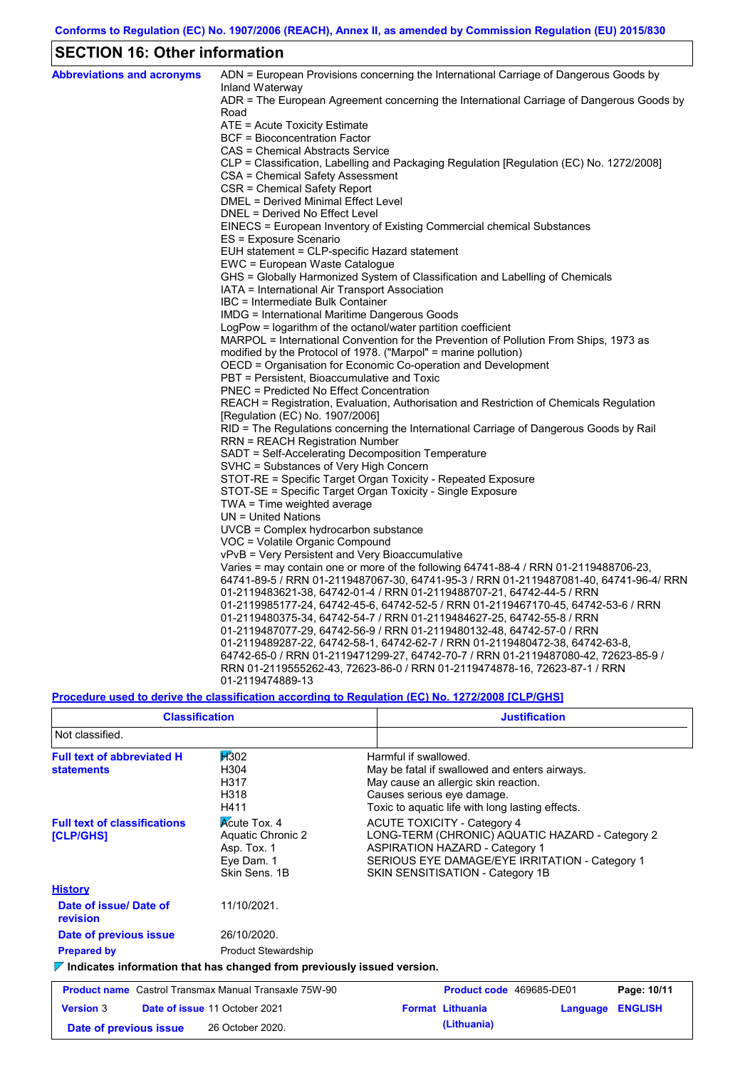Conforms to Regulation (EC) No. 1907/2006 (REACH), Annex II, as amended by Commission Regulation (EU) 2015/830

## SECTION 16: Other information

**Abbreviations and acronyms**

ADN = European Provisions concerning the International Carriage of Dangerous Goods by Inland Waterway
ADR = The European Agreement concerning the International Carriage of Dangerous Goods by Road
ATE = Acute Toxicity Estimate
BCF = Bioconcentration Factor
CAS = Chemical Abstracts Service
CLP = Classification, Labelling and Packaging Regulation [Regulation (EC) No. 1272/2008]
CSA = Chemical Safety Assessment
CSR = Chemical Safety Report
DMEL = Derived Minimal Effect Level
DNEL = Derived No Effect Level
EINECS = European Inventory of Existing Commercial chemical Substances
ES = Exposure Scenario
EUH statement = CLP-specific Hazard statement
EWC = European Waste Catalogue
GHS = Globally Harmonized System of Classification and Labelling of Chemicals
IATA = International Air Transport Association
IBC = Intermediate Bulk Container
IMDG = International Maritime Dangerous Goods
LogPow = logarithm of the octanol/water partition coefficient
MARPOL = International Convention for the Prevention of Pollution From Ships, 1973 as modified by the Protocol of 1978. ("Marpol" = marine pollution)
OECD = Organisation for Economic Co-operation and Development
PBT = Persistent, Bioaccumulative and Toxic
PNEC = Predicted No Effect Concentration
REACH = Registration, Evaluation, Authorisation and Restriction of Chemicals Regulation [Regulation (EC) No. 1907/2006]
RID = The Regulations concerning the International Carriage of Dangerous Goods by Rail
RRN = REACH Registration Number
SADT = Self-Accelerating Decomposition Temperature
SVHC = Substances of Very High Concern
STOT-RE = Specific Target Organ Toxicity - Repeated Exposure
STOT-SE = Specific Target Organ Toxicity - Single Exposure
TWA = Time weighted average
UN = United Nations
UVCB = Complex hydrocarbon substance
VOC = Volatile Organic Compound
vPvB = Very Persistent and Very Bioaccumulative
Varies = may contain one or more of the following 64741-88-4 / RRN 01-2119488706-23, 64741-89-5 / RRN 01-2119487067-30, 64741-95-3 / RRN 01-2119487081-40, 64741-96-4/ RRN 01-2119483621-38, 64742-01-4 / RRN 01-2119488707-21, 64742-44-5 / RRN 01-2119985177-24, 64742-45-6, 64742-52-5 / RRN 01-2119467170-45, 64742-53-6 / RRN 01-2119480375-34, 64742-54-7 / RRN 01-2119484627-25, 64742-55-8 / RRN 01-2119487077-29, 64742-56-9 / RRN 01-2119480132-48, 64742-57-0 / RRN 01-2119489287-22, 64742-58-1, 64742-62-7 / RRN 01-2119480472-38, 64742-63-8, 64742-65-0 / RRN 01-2119471299-27, 64742-70-7 / RRN 01-2119487080-42, 72623-85-9 / RRN 01-2119555262-43, 72623-86-0 / RRN 01-2119474878-16, 72623-87-1 / RRN 01-2119474889-13

**Procedure used to derive the classification according to Regulation (EC) No. 1272/2008 [CLP/GHS]**

| Classification | Justification |
|---|---|
| Not classified. | |

**Full text of abbreviated H statements**

| | |
|---|---|
| H302 | Harmful if swallowed. |
| H304 | May be fatal if swallowed and enters airways. |
| H317 | May cause an allergic skin reaction. |
| H318 | Causes serious eye damage. |
| H411 | Toxic to aquatic life with long lasting effects. |

**Full text of classifications [CLP/GHS]**

| | |
|---|---|
| Acute Tox. 4 | ACUTE TOXICITY - Category 4 |
| Aquatic Chronic 2 | LONG-TERM (CHRONIC) AQUATIC HAZARD - Category 2 |
| Asp. Tox. 1 | ASPIRATION HAZARD - Category 1 |
| Eye Dam. 1 | SERIOUS EYE DAMAGE/EYE IRRITATION - Category 1 |
| Skin Sens. 1B | SKIN SENSITISATION - Category 1B |

**History**

**Date of issue/ Date of revision**: 11/10/2021.

**Date of previous issue**: 26/10/2020.

**Prepared by**: Product Stewardship

**Indicates information that has changed from previously issued version.**

| | | | |
|---|---|---|---|
| **Product name** Castrol Transmax Manual Transaxle 75W-90 | | **Product code** 469685-DE01 | |
| **Version** 3 | **Date of issue** 11 October 2021 | **Format** Lithuania (Lithuania) | **Language** ENGLISH |
| **Date of previous issue** 26 October 2020. | | | |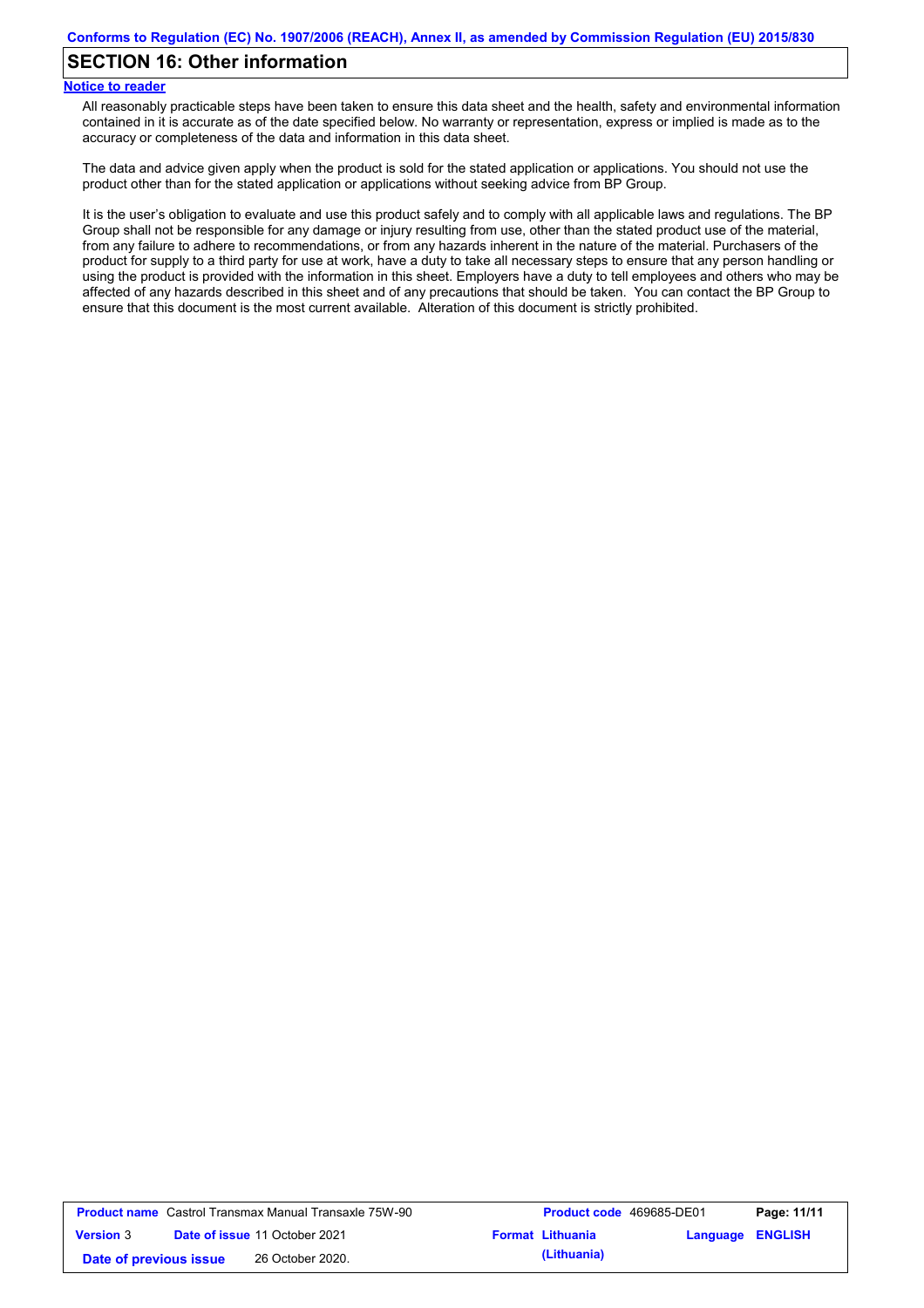## SECTION 16: Other information

**Notice to reader**

All reasonably practicable steps have been taken to ensure this data sheet and the health, safety and environmental information contained in it is accurate as of the date specified below. No warranty or representation, express or implied is made as to the accuracy or completeness of the data and information in this data sheet.

The data and advice given apply when the product is sold for the stated application or applications. You should not use the product other than for the stated application or applications without seeking advice from BP Group.

It is the user's obligation to evaluate and use this product safely and to comply with all applicable laws and regulations. The BP Group shall not be responsible for any damage or injury resulting from use, other than the stated product use of the material, from any failure to adhere to recommendations, or from any hazards inherent in the nature of the material. Purchasers of the product for supply to a third party for use at work, have a duty to take all necessary steps to ensure that any person handling or using the product is provided with the information in this sheet. Employers have a duty to tell employees and others who may be affected of any hazards described in this sheet and of any precautions that should be taken. You can contact the BP Group to ensure that this document is the most current available. Alteration of this document is strictly prohibited.